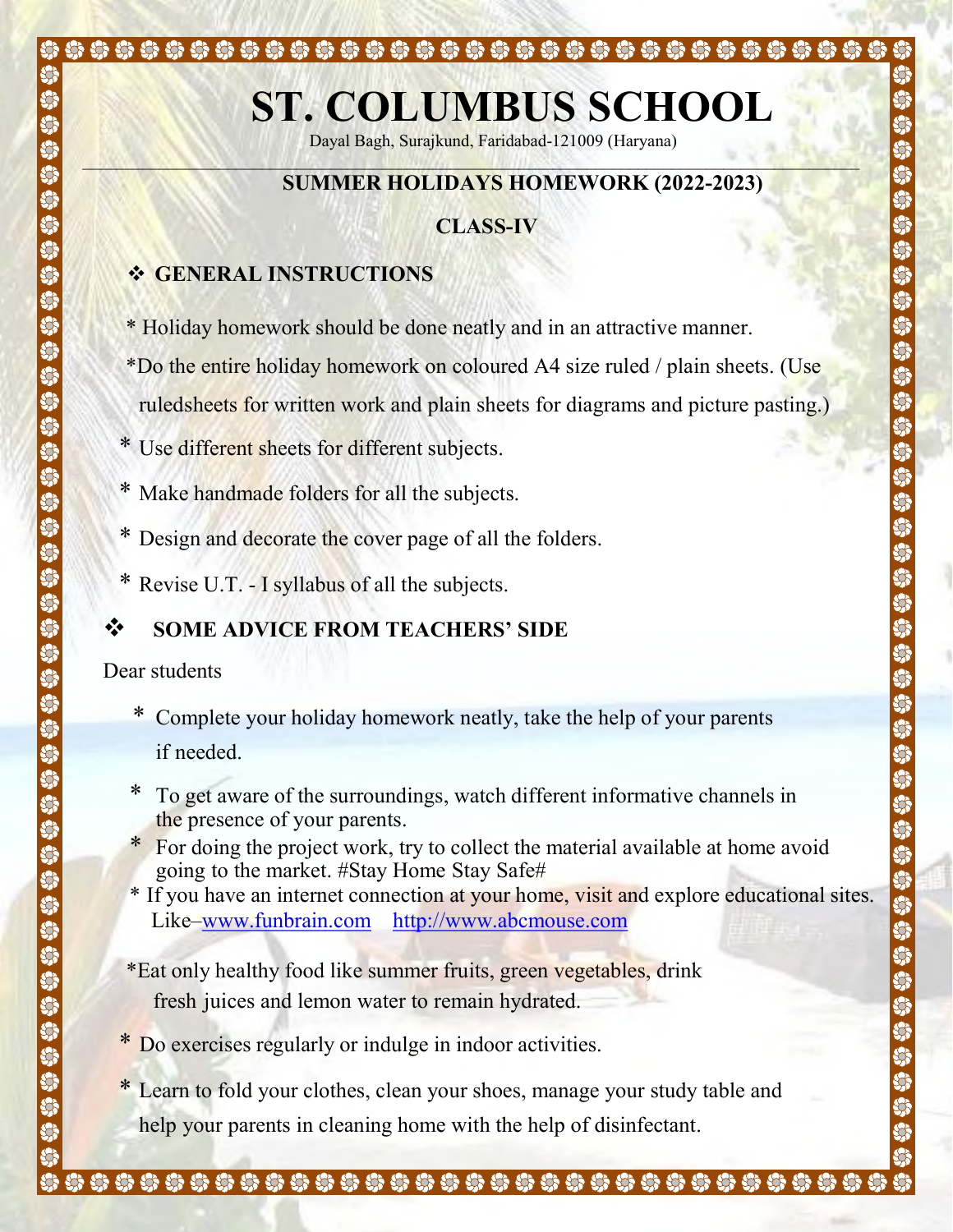# ST. COLUMBUS SCHOOL

Dayal Bagh, Surajkund, Faridabad-121009 (Haryana)

## SUMMER HOLIDAYS HOMEWORK (2022-2023)

## CLASS-IV

### ❖ GENERAL INSTRUCTIONS

* Holiday homework should be done neatly and in an attractive manner.
* Do the entire holiday homework on coloured A4 size ruled / plain sheets. (Use ruledsheets for written work and plain sheets for diagrams and picture pasting.)
* Use different sheets for different subjects.
* Make handmade folders for all the subjects.
* Design and decorate the cover page of all the folders.
* Revise U.T. - I syllabus of all the subjects.

### ❖ SOME ADVICE FROM TEACHERS' SIDE

Dear students

* Complete your holiday homework neatly, take the help of your parents if needed.
* To get aware of the surroundings, watch different informative channels in the presence of your parents.
* For doing the project work, try to collect the material available at home avoid going to the market. #Stay Home Stay Safe#
* If you have an internet connection at your home, visit and explore educational sites. Like–www.funbrain.com http://www.abcmouse.com
* Eat only healthy food like summer fruits, green vegetables, drink fresh juices and lemon water to remain hydrated.
* Do exercises regularly or indulge in indoor activities.
* Learn to fold your clothes, clean your shoes, manage your study table and help your parents in cleaning home with the help of disinfectant.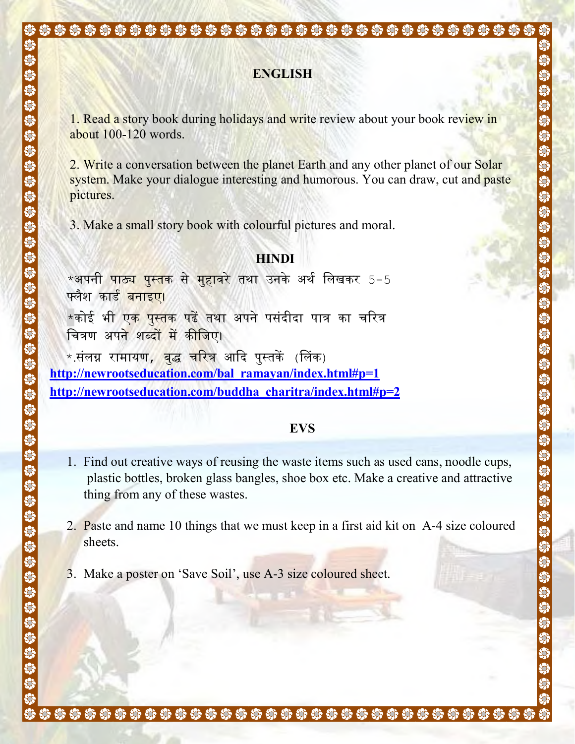## ENGLISH

1. Read a story book during holidays and write review about your book review in about 100-120 words.

2. Write a conversation between the planet Earth and any other planet of our Solar system. Make your dialogue interesting and humorous. You can draw, cut and paste pictures.

3. Make a small story book with colourful pictures and moral.

## HINDI

*अपनी पाठ्य पुस्तक से मुहावरे तथा उनके अर्थ लिखकर 5-5 फ्लैश कार्ड बनाइए।

*कोई भी एक पुस्तक पढें तथा अपने पसंदीदा पात्र का चरित्र चित्रण अपने शब्दों में कीजिए।

*.संलग्न रामायण, बुद्ध चरित्र आदि पुस्तकें (लिंक)

http://newrootseducation.com/bal_ramayan/index.html#p=1

http://newrootseducation.com/buddha_charitra/index.html#p=2

## EVS

1. Find out creative ways of reusing the waste items such as used cans, noodle cups, plastic bottles, broken glass bangles, shoe box etc. Make a creative and attractive thing from any of these wastes.

2. Paste and name 10 things that we must keep in a first aid kit on A-4 size coloured sheets.

3. Make a poster on 'Save Soil', use A-3 size coloured sheet.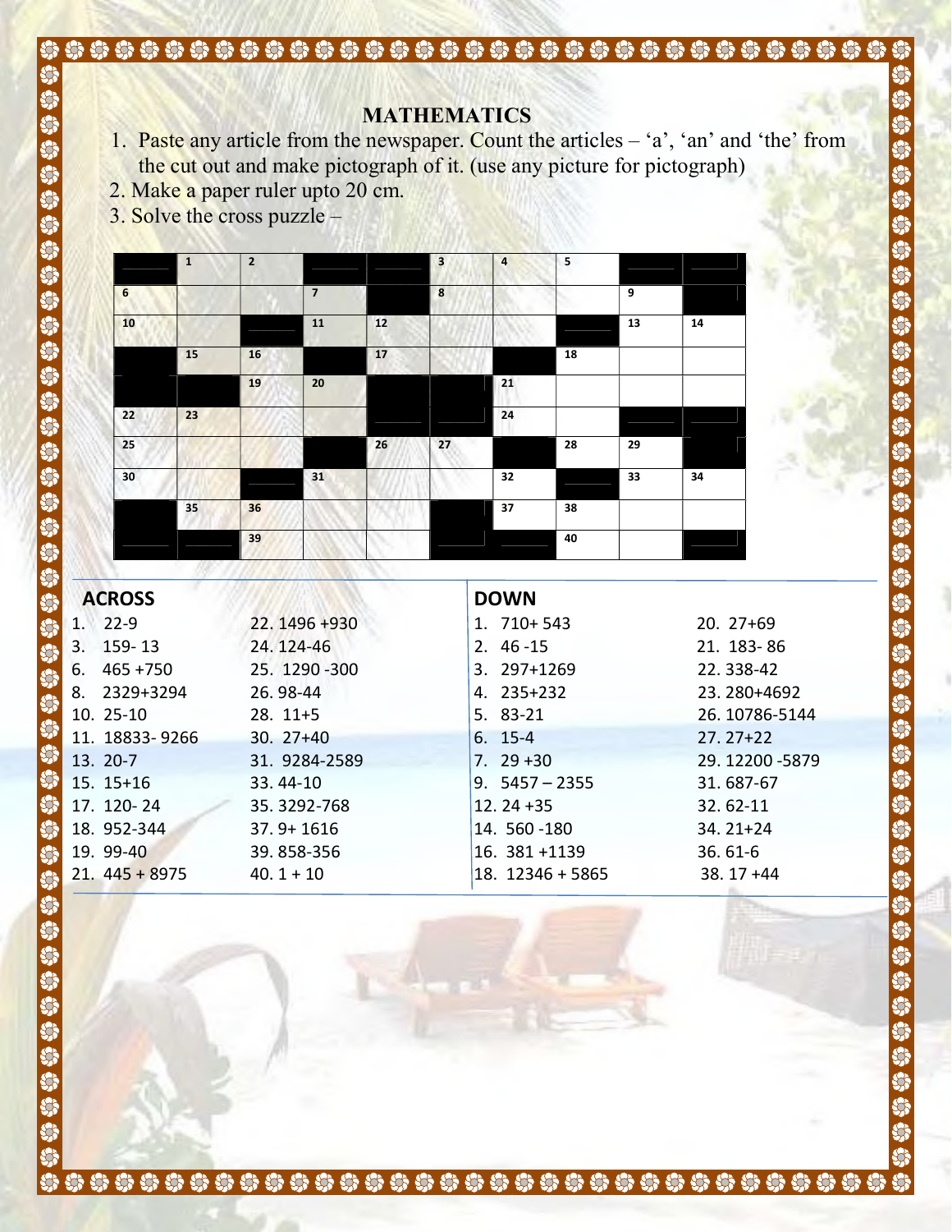# MATHEMATICS

1. Paste any article from the newspaper. Count the articles – 'a', 'an' and 'the' from the cut out and make pictograph of it. (use any picture for pictograph)
2. Make a paper ruler upto 20 cm.
3. Solve the cross puzzle –

| ■ | 1 | 2 | ■ | ■ | 3 | 4 | 5 | ■ | ■ |
|---|---|---|---|---|---|---|---|---|---|
| 6 | | | 7 | ■ | 8 | | | 9 | ■ |
| 10 | | ■ | 11 | 12 | | | ■ | 13 | 14 |
| ■ | 15 | 16 | ■ | 17 | | ■ | 18 | | |
| ■ | ■ | 19 | 20 | ■ | ■ | 21 | | | |
| 22 | 23 | | | ■ | ■ | 24 | | ■ | ■ |
| 25 | | | ■ | 26 | 27 | ■ | 28 | 29 | ■ |
| 30 | | ■ | 31 | | | 32 | ■ | 33 | 34 |
| ■ | 35 | 36 | | | ■ | 37 | 38 | | |
| ■ | ■ | 39 | | | ■ | ■ | 40 | | ■ |

## ACROSS

1. 22-9
3. 159- 13
6. 465 +750
8. 2329+3294
10. 25-10
11. 18833- 9266
13. 20-7
15. 15+16
17. 120- 24
18. 952-344
19. 99-40
21. 445 + 8975
22. 1496 +930
24. 124-46
25. 1290 -300
26. 98-44
28. 11+5
30. 27+40
31. 9284-2589
33. 44-10
35. 3292-768
37. 9+ 1616
39. 858-356
40. 1 + 10

## DOWN

1. 710+ 543
2. 46 -15
3. 297+1269
4. 235+232
5. 83-21
6. 15-4
7. 29 +30
9. 5457 – 2355
12. 24 +35
14. 560 -180
16. 381 +1139
18. 12346 + 5865
20. 27+69
21. 183- 86
22. 338-42
23. 280+4692
26. 10786-5144
27. 27+22
29. 12200 -5879
31. 687-67
32. 62-11
34. 21+24
36. 61-6
38. 17 +44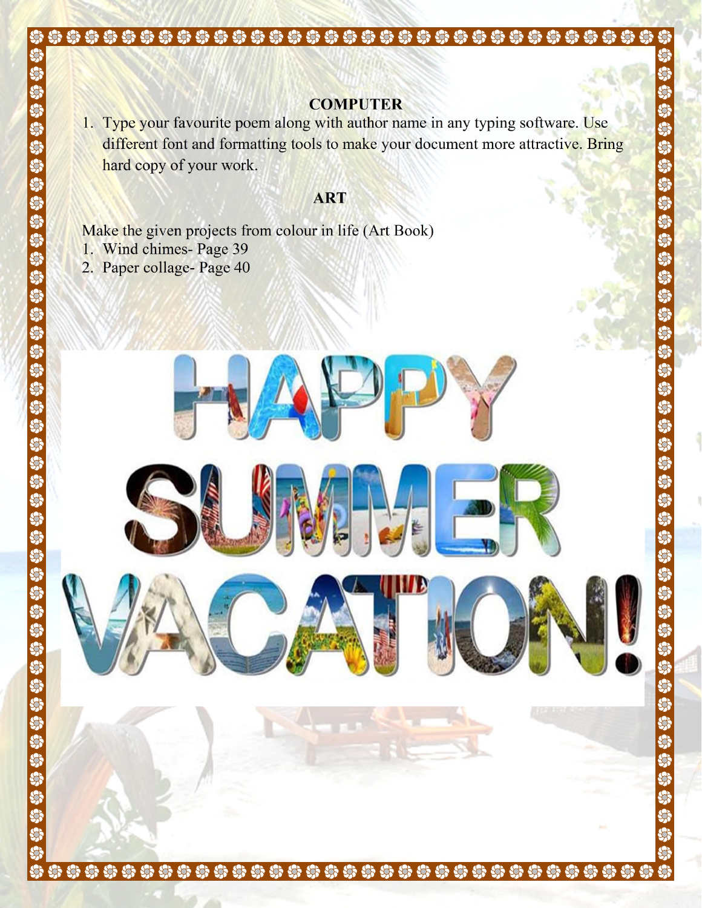## COMPUTER

1. Type your favourite poem along with author name in any typing software. Use different font and formatting tools to make your document more attractive. Bring hard copy of your work.

## ART

Make the given projects from colour in life (Art Book)

1. Wind chimes- Page 39
2. Paper collage- Page 40

HAPPY SUMMER VACATION!